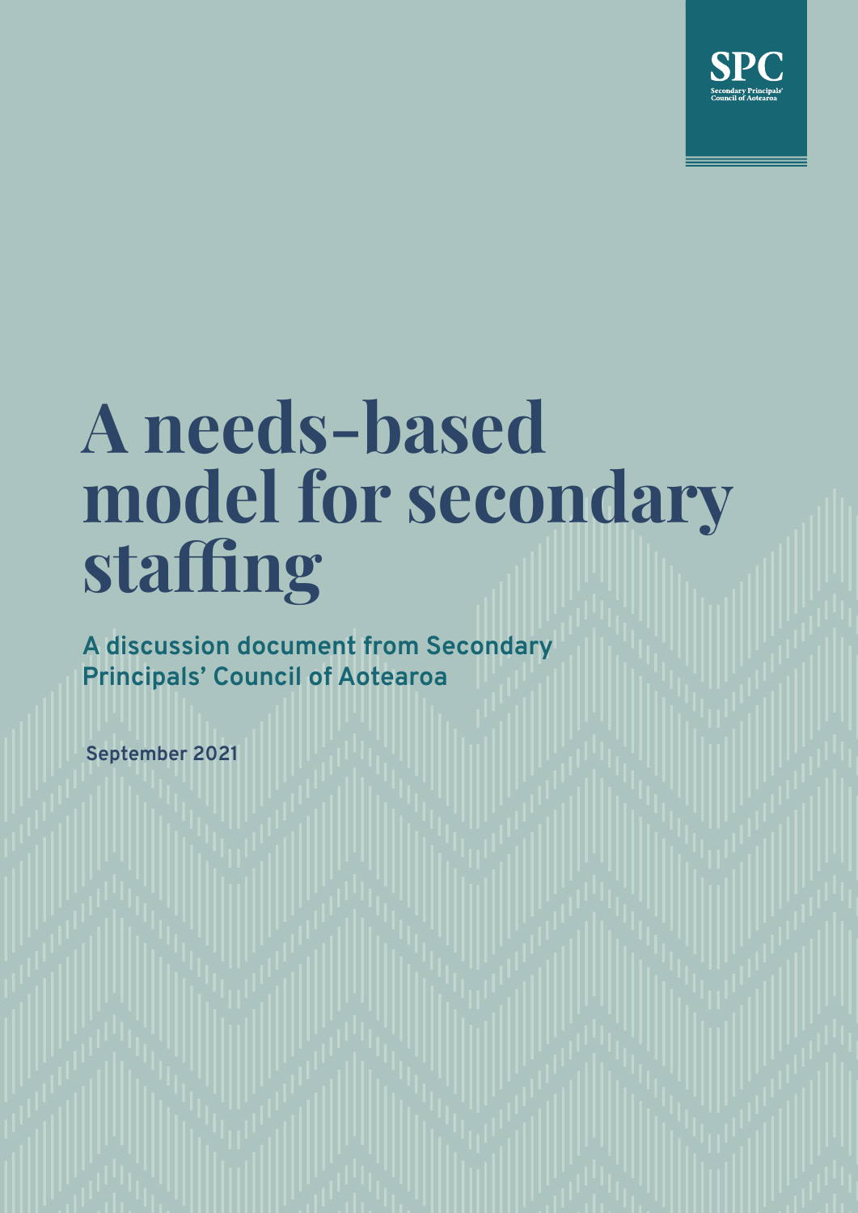SPC

Secondary Principals' Council of Aotearoa

# A needs-based model for secondary staffing

## A discussion document from Secondary Principals' Council of Aotearoa

September 2021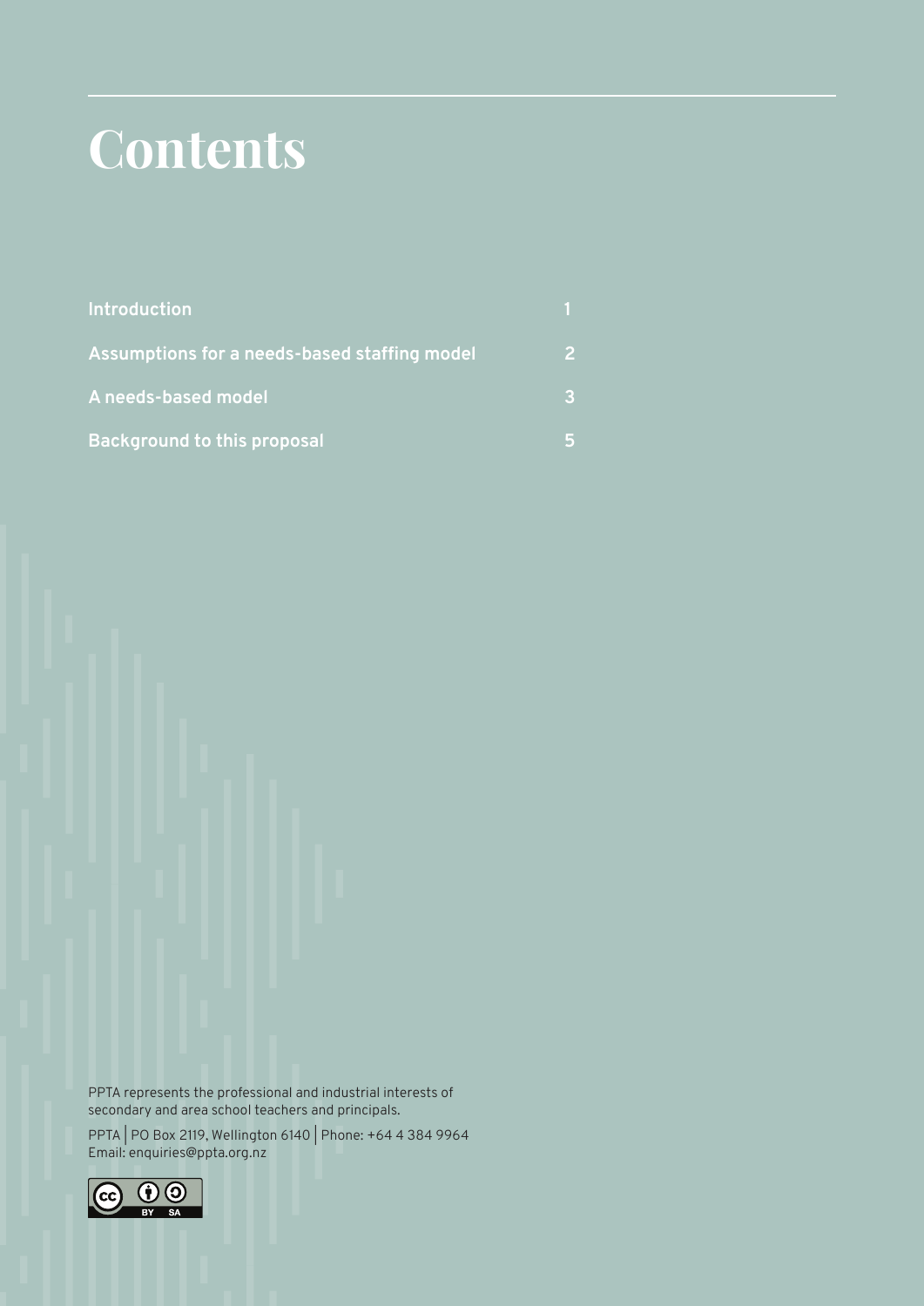# Contents

| | |
|---|---|
| **Introduction** | **1** |
| **Assumptions for a needs-based staffing model** | **2** |
| **A needs-based model** | **3** |
| **Background to this proposal** | **5** |

PPTA represents the professional and industrial interests of secondary and area school teachers and principals.

PPTA | PO Box 2119, Wellington 6140 | Phone: +64 4 384 9964
Email: enquiries@ppta.org.nz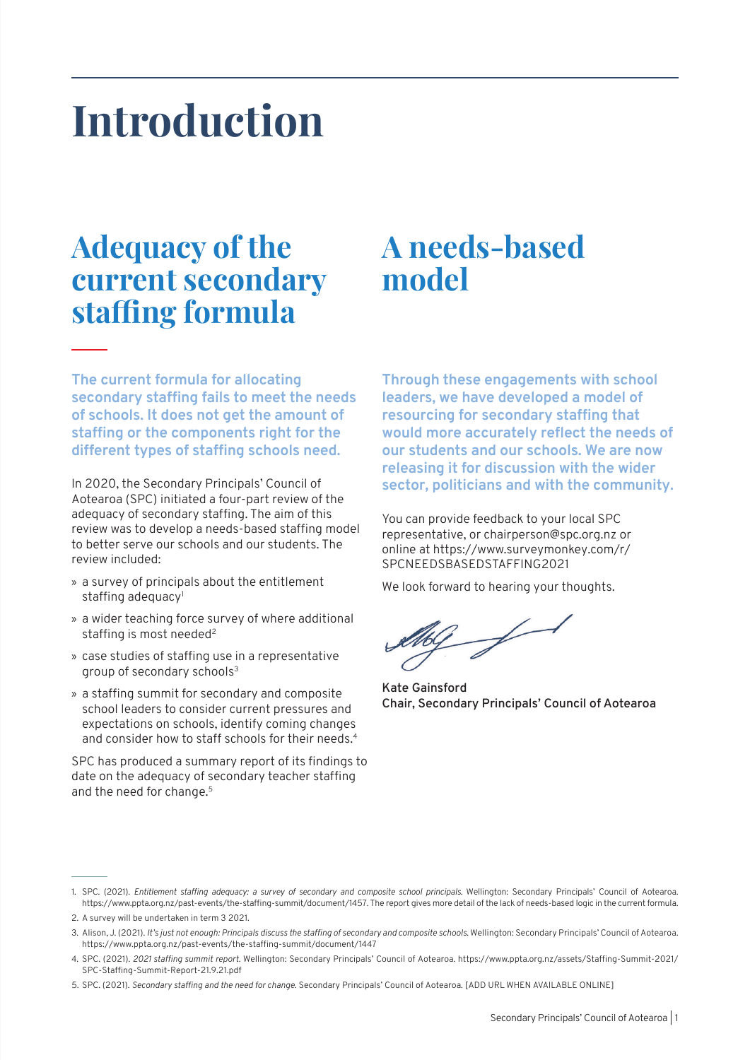# Introduction

## Adequacy of the current secondary staffing formula

**The current formula for allocating secondary staffing fails to meet the needs of schools. It does not get the amount of staffing or the components right for the different types of staffing schools need.**

In 2020, the Secondary Principals' Council of Aotearoa (SPC) initiated a four-part review of the adequacy of secondary staffing. The aim of this review was to develop a needs-based staffing model to better serve our schools and our students. The review included:

- a survey of principals about the entitlement staffing adequacy[1]
- a wider teaching force survey of where additional staffing is most needed[2]
- case studies of staffing use in a representative group of secondary schools[3]
- a staffing summit for secondary and composite school leaders to consider current pressures and expectations on schools, identify coming changes and consider how to staff schools for their needs.[4]

SPC has produced a summary report of its findings to date on the adequacy of secondary teacher staffing and the need for change.[5]

## A needs-based model

**Through these engagements with school leaders, we have developed a model of resourcing for secondary staffing that would more accurately reflect the needs of our students and our schools. We are now releasing it for discussion with the wider sector, politicians and with the community.**

You can provide feedback to your local SPC representative, or chairperson@spc.org.nz or online at https://www.surveymonkey.com/r/SPCNEEDSBASEDSTAFFING2021

We look forward to hearing your thoughts.

**Kate Gainsford**
**Chair, Secondary Principals' Council of Aotearoa**

---

1. SPC. (2021). *Entitlement staffing adequacy: a survey of secondary and composite school principals.* Wellington: Secondary Principals' Council of Aotearoa. https://www.ppta.org.nz/past-events/the-staffing-summit/document/1457. The report gives more detail of the lack of needs-based logic in the current formula.
2. A survey will be undertaken in term 3 2021.
3. Alison, J. (2021). *It's just not enough: Principals discuss the staffing of secondary and composite schools.* Wellington: Secondary Principals' Council of Aotearoa. https://www.ppta.org.nz/past-events/the-staffing-summit/document/1447
4. SPC. (2021). *2021 staffing summit report.* Wellington: Secondary Principals' Council of Aotearoa. https://www.ppta.org.nz/assets/Staffing-Summit-2021/SPC-Staffing-Summit-Report-21.9.21.pdf
5. SPC. (2021). *Secondary staffing and the need for change.* Secondary Principals' Council of Aotearoa. [ADD URL WHEN AVAILABLE ONLINE]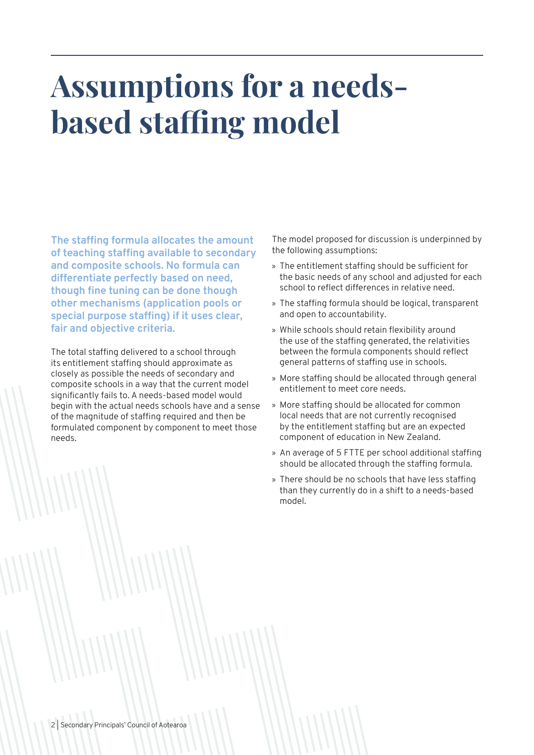# Assumptions for a needs-based staffing model

**The staffing formula allocates the amount of teaching staffing available to secondary and composite schools. No formula can differentiate perfectly based on need, though fine tuning can be done though other mechanisms (application pools or special purpose staffing) if it uses clear, fair and objective criteria.**

The total staffing delivered to a school through its entitlement staffing should approximate as closely as possible the needs of secondary and composite schools in a way that the current model significantly fails to. A needs-based model would begin with the actual needs schools have and a sense of the magnitude of staffing required and then be formulated component by component to meet those needs.

The model proposed for discussion is underpinned by the following assumptions:

- The entitlement staffing should be sufficient for the basic needs of any school and adjusted for each school to reflect differences in relative need.
- The staffing formula should be logical, transparent and open to accountability.
- While schools should retain flexibility around the use of the staffing generated, the relativities between the formula components should reflect general patterns of staffing use in schools.
- More staffing should be allocated through general entitlement to meet core needs.
- More staffing should be allocated for common local needs that are not currently recognised by the entitlement staffing but are an expected component of education in New Zealand.
- An average of 5 FTTE per school additional staffing should be allocated through the staffing formula.
- There should be no schools that have less staffing than they currently do in a shift to a needs-based model.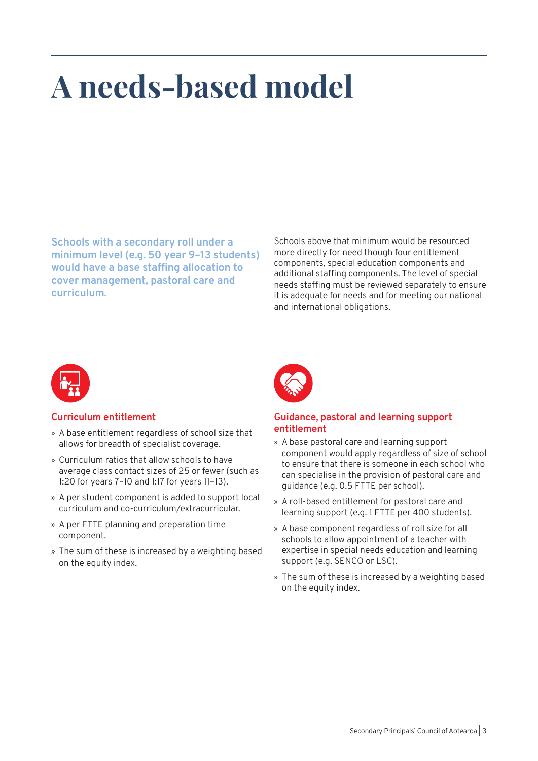# A needs-based model

**Schools with a secondary roll under a minimum level (e.g. 50 year 9–13 students) would have a base staffing allocation to cover management, pastoral care and curriculum.**

Schools above that minimum would be resourced more directly for need though four entitlement components, special education components and additional staffing components. The level of special needs staffing must be reviewed separately to ensure it is adequate for needs and for meeting our national and international obligations.

### Curriculum entitlement

- A base entitlement regardless of school size that allows for breadth of specialist coverage.
- Curriculum ratios that allow schools to have average class contact sizes of 25 or fewer (such as 1:20 for years 7–10 and 1:17 for years 11–13).
- A per student component is added to support local curriculum and co-curriculum/extracurricular.
- A per FTTE planning and preparation time component.
- The sum of these is increased by a weighting based on the equity index.

### Guidance, pastoral and learning support entitlement

- A base pastoral care and learning support component would apply regardless of size of school to ensure that there is someone in each school who can specialise in the provision of pastoral care and guidance (e.g. 0.5 FTTE per school).
- A roll-based entitlement for pastoral care and learning support (e.g. 1 FTTE per 400 students).
- A base component regardless of roll size for all schools to allow appointment of a teacher with expertise in special needs education and learning support (e.g. SENCO or LSC).
- The sum of these is increased by a weighting based on the equity index.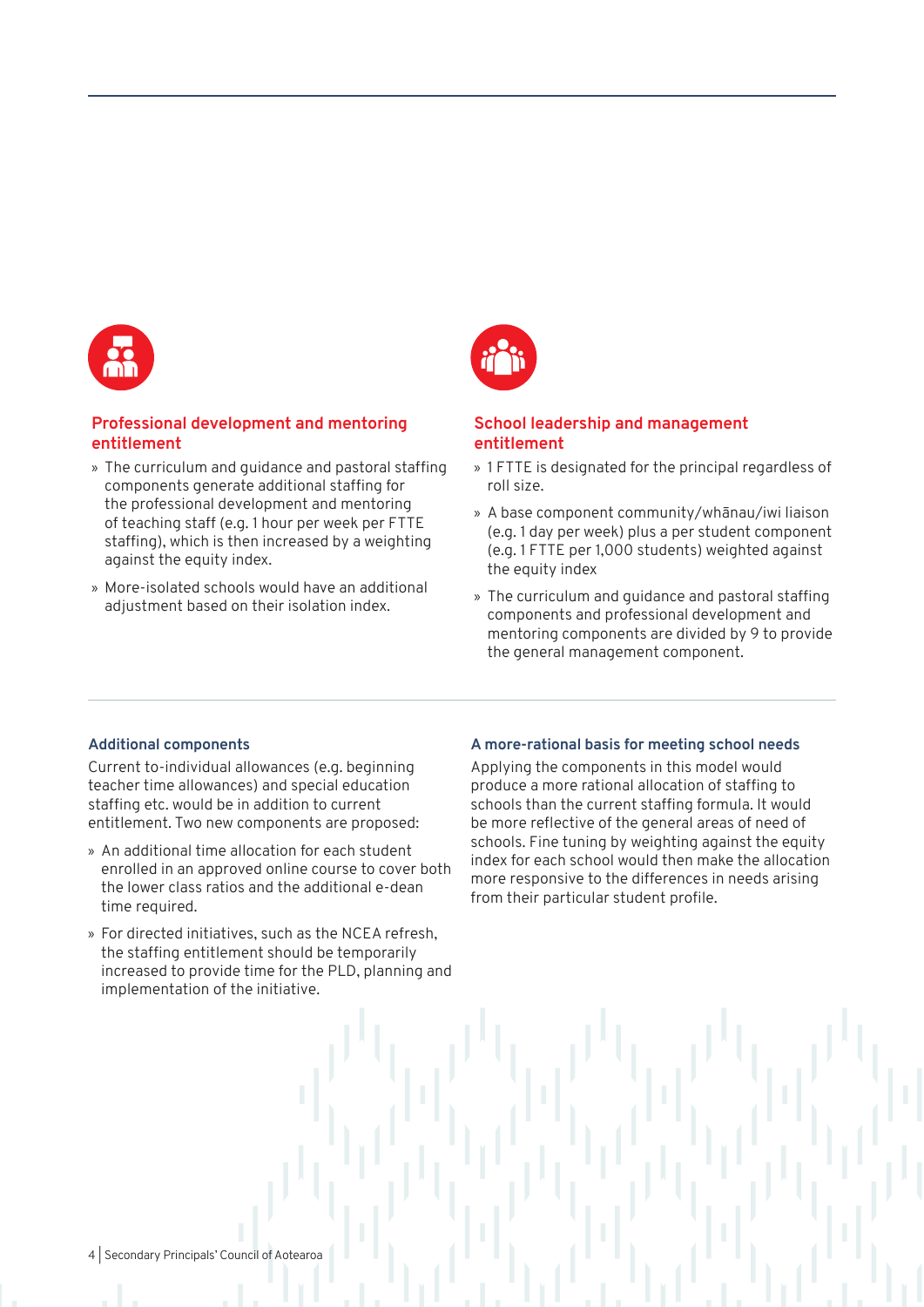## Professional development and mentoring entitlement

- The curriculum and guidance and pastoral staffing components generate additional staffing for the professional development and mentoring of teaching staff (e.g. 1 hour per week per FTTE staffing), which is then increased by a weighting against the equity index.
- More-isolated schools would have an additional adjustment based on their isolation index.

## School leadership and management entitlement

- 1 FTTE is designated for the principal regardless of roll size.
- A base component community/whānau/iwi liaison (e.g. 1 day per week) plus a per student component (e.g. 1 FTTE per 1,000 students) weighted against the equity index
- The curriculum and guidance and pastoral staffing components and professional development and mentoring components are divided by 9 to provide the general management component.

### Additional components

Current to-individual allowances (e.g. beginning teacher time allowances) and special education staffing etc. would be in addition to current entitlement. Two new components are proposed:

- An additional time allocation for each student enrolled in an approved online course to cover both the lower class ratios and the additional e-dean time required.
- For directed initiatives, such as the NCEA refresh, the staffing entitlement should be temporarily increased to provide time for the PLD, planning and implementation of the initiative.

### A more-rational basis for meeting school needs

Applying the components in this model would produce a more rational allocation of staffing to schools than the current staffing formula. It would be more reflective of the general areas of need of schools. Fine tuning by weighting against the equity index for each school would then make the allocation more responsive to the differences in needs arising from their particular student profile.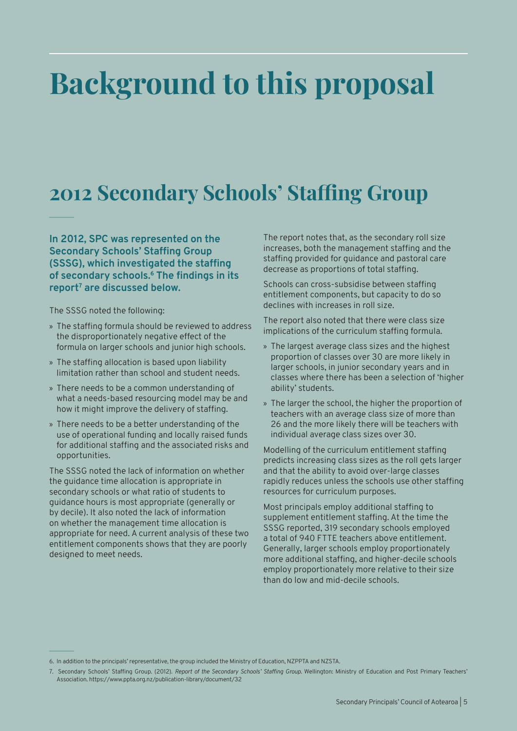# Background to this proposal

## 2012 Secondary Schools' Staffing Group

**In 2012, SPC was represented on the Secondary Schools' Staffing Group (SSSG), which investigated the staffing of secondary schools.[6] The findings in its report[7] are discussed below.**

The SSSG noted the following:

- The staffing formula should be reviewed to address the disproportionately negative effect of the formula on larger schools and junior high schools.
- The staffing allocation is based upon liability limitation rather than school and student needs.
- There needs to be a common understanding of what a needs-based resourcing model may be and how it might improve the delivery of staffing.
- There needs to be a better understanding of the use of operational funding and locally raised funds for additional staffing and the associated risks and opportunities.

The SSSG noted the lack of information on whether the guidance time allocation is appropriate in secondary schools or what ratio of students to guidance hours is most appropriate (generally or by decile). It also noted the lack of information on whether the management time allocation is appropriate for need. A current analysis of these two entitlement components shows that they are poorly designed to meet needs.

The report notes that, as the secondary roll size increases, both the management staffing and the staffing provided for guidance and pastoral care decrease as proportions of total staffing.

Schools can cross-subsidise between staffing entitlement components, but capacity to do so declines with increases in roll size.

The report also noted that there were class size implications of the curriculum staffing formula.

- The largest average class sizes and the highest proportion of classes over 30 are more likely in larger schools, in junior secondary years and in classes where there has been a selection of 'higher ability' students.
- The larger the school, the higher the proportion of teachers with an average class size of more than 26 and the more likely there will be teachers with individual average class sizes over 30.

Modelling of the curriculum entitlement staffing predicts increasing class sizes as the roll gets larger and that the ability to avoid over-large classes rapidly reduces unless the schools use other staffing resources for curriculum purposes.

Most principals employ additional staffing to supplement entitlement staffing. At the time the SSSG reported, 319 secondary schools employed a total of 940 FTTE teachers above entitlement. Generally, larger schools employ proportionately more additional staffing, and higher-decile schools employ proportionately more relative to their size than do low and mid-decile schools.

---

6. In addition to the principals' representative, the group included the Ministry of Education, NZPPTA and NZSTA.

7. Secondary Schools' Staffing Group. (2012). *Report of the Secondary Schools' Staffing Group*. Wellington: Ministry of Education and Post Primary Teachers' Association. https://www.ppta.org.nz/publication-library/document/32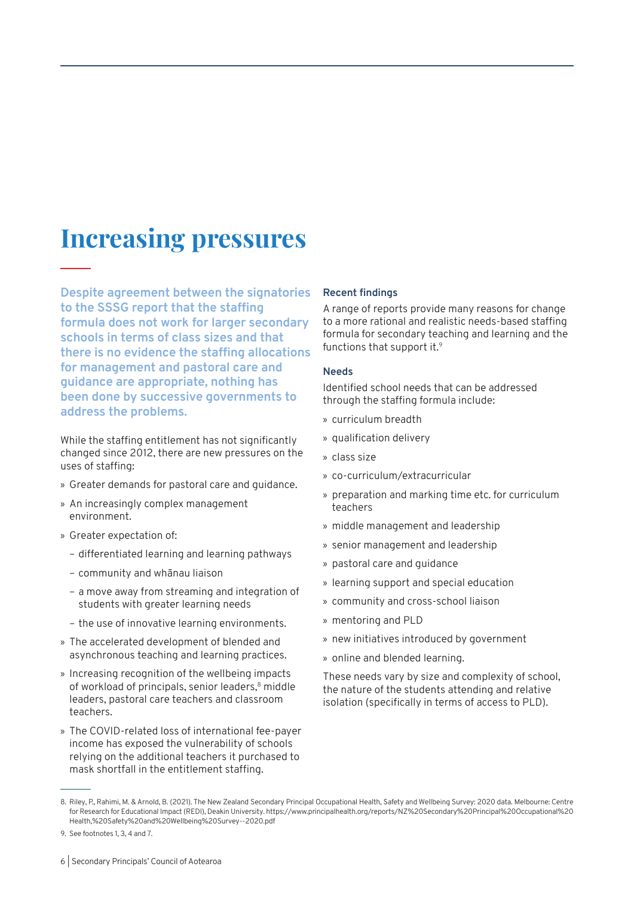# Increasing pressures

**Despite agreement between the signatories to the SSSG report that the staffing formula does not work for larger secondary schools in terms of class sizes and that there is no evidence the staffing allocations for management and pastoral care and guidance are appropriate, nothing has been done by successive governments to address the problems.**

While the staffing entitlement has not significantly changed since 2012, there are new pressures on the uses of staffing:

- Greater demands for pastoral care and guidance.
- An increasingly complex management environment.
- Greater expectation of:
  - differentiated learning and learning pathways
  - community and whānau liaison
  - a move away from streaming and integration of students with greater learning needs
  - the use of innovative learning environments.
- The accelerated development of blended and asynchronous teaching and learning practices.
- Increasing recognition of the wellbeing impacts of workload of principals, senior leaders,[8] middle leaders, pastoral care teachers and classroom teachers.
- The COVID-related loss of international fee-payer income has exposed the vulnerability of schools relying on the additional teachers it purchased to mask shortfall in the entitlement staffing.

### Recent findings

A range of reports provide many reasons for change to a more rational and realistic needs-based staffing formula for secondary teaching and learning and the functions that support it.[9]

### Needs

Identified school needs that can be addressed through the staffing formula include:

- curriculum breadth
- qualification delivery
- class size
- co-curriculum/extracurricular
- preparation and marking time etc. for curriculum teachers
- middle management and leadership
- senior management and leadership
- pastoral care and guidance
- learning support and special education
- community and cross-school liaison
- mentoring and PLD
- new initiatives introduced by government
- online and blended learning.

These needs vary by size and complexity of school, the nature of the students attending and relative isolation (specifically in terms of access to PLD).

---

8. Riley, P., Rahimi, M. & Arnold, B. (2021). The New Zealand Secondary Principal Occupational Health, Safety and Wellbeing Survey: 2020 data. Melbourne: Centre for Research for Educational Impact (REDI), Deakin University. https://www.principalhealth.org/reports/NZ%20Secondary%20Principal%20Occupational%20Health,%20Safety%20and%20Wellbeing%20Survey--2020.pdf

9. See footnotes 1, 3, 4 and 7.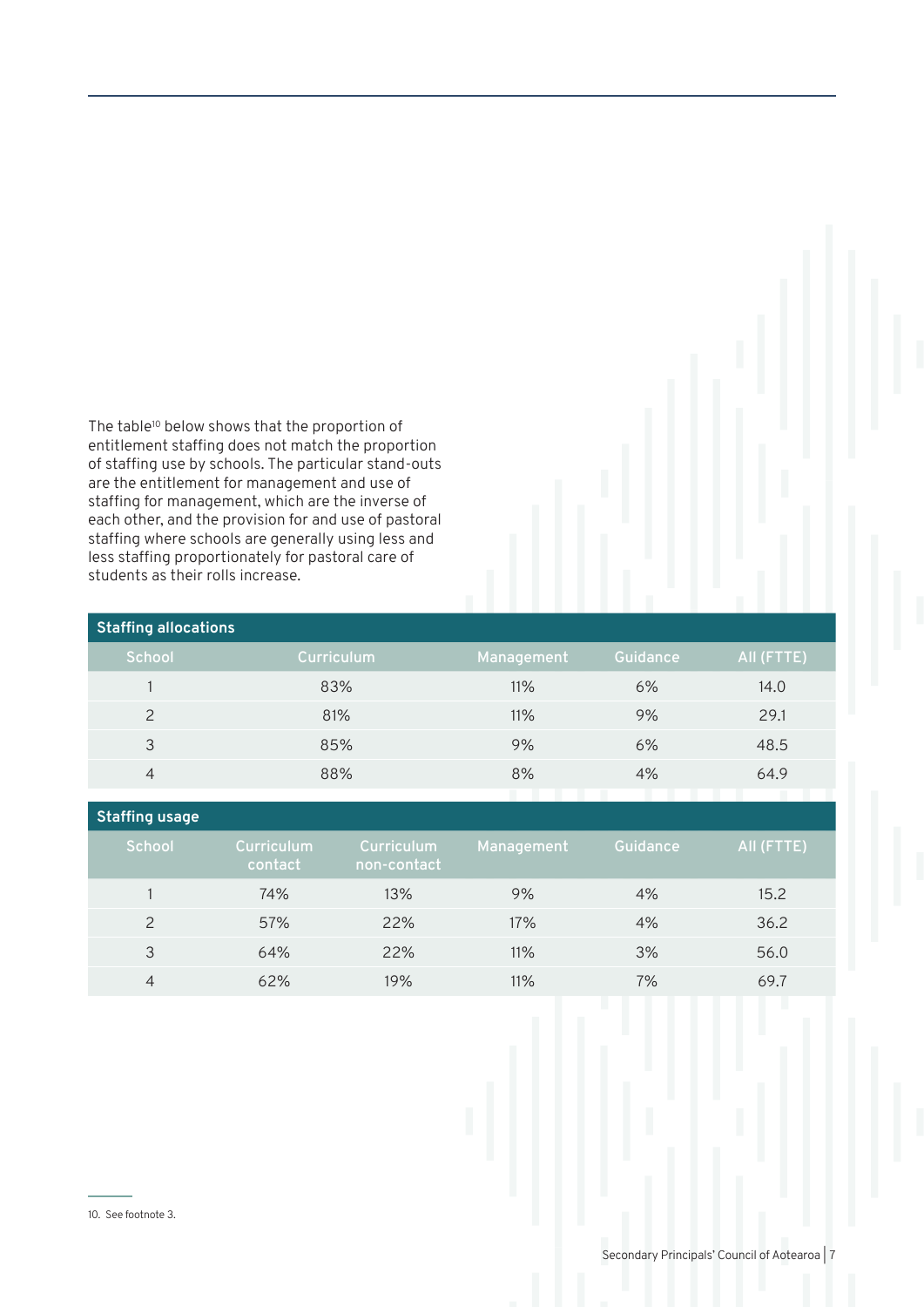The table[10] below shows that the proportion of entitlement staffing does not match the proportion of staffing use by schools. The particular stand-outs are the entitlement for management and use of staffing for management, which are the inverse of each other, and the provision for and use of pastoral staffing where schools are generally using less and less staffing proportionately for pastoral care of students as their rolls increase.

**Staffing allocations**

| School | Curriculum | Management | Guidance | All (FTTE) |
|---|---|---|---|---|
| 1 | 83% | 11% | 6% | 14.0 |
| 2 | 81% | 11% | 9% | 29.1 |
| 3 | 85% | 9% | 6% | 48.5 |
| 4 | 88% | 8% | 4% | 64.9 |

**Staffing usage**

| School | Curriculum contact | Curriculum non-contact | Management | Guidance | All (FTTE) |
|---|---|---|---|---|---|
| 1 | 74% | 13% | 9% | 4% | 15.2 |
| 2 | 57% | 22% | 17% | 4% | 36.2 |
| 3 | 64% | 22% | 11% | 3% | 56.0 |
| 4 | 62% | 19% | 11% | 7% | 69.7 |

10. See footnote 3.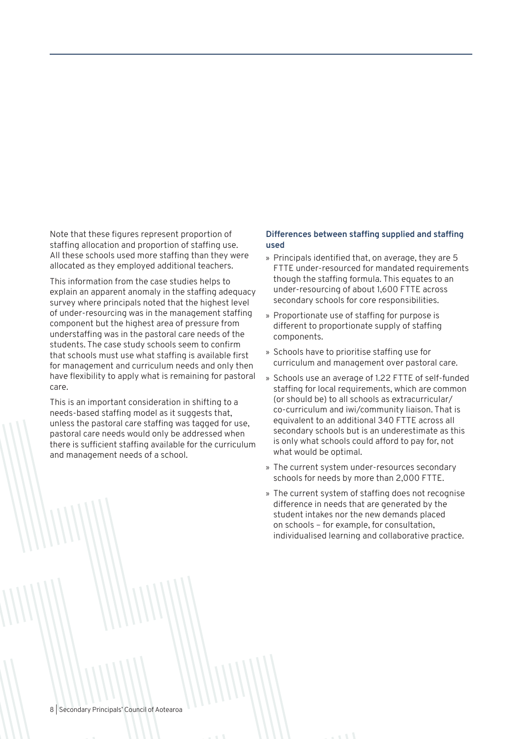Note that these figures represent proportion of staffing allocation and proportion of staffing use. All these schools used more staffing than they were allocated as they employed additional teachers.

This information from the case studies helps to explain an apparent anomaly in the staffing adequacy survey where principals noted that the highest level of under-resourcing was in the management staffing component but the highest area of pressure from understaffing was in the pastoral care needs of the students. The case study schools seem to confirm that schools must use what staffing is available first for management and curriculum needs and only then have flexibility to apply what is remaining for pastoral care.

This is an important consideration in shifting to a needs-based staffing model as it suggests that, unless the pastoral care staffing was tagged for use, pastoral care needs would only be addressed when there is sufficient staffing available for the curriculum and management needs of a school.

**Differences between staffing supplied and staffing used**

- Principals identified that, on average, they are 5 FTTE under-resourced for mandated requirements though the staffing formula. This equates to an under-resourcing of about 1,600 FTTE across secondary schools for core responsibilities.
- Proportionate use of staffing for purpose is different to proportionate supply of staffing components.
- Schools have to prioritise staffing use for curriculum and management over pastoral care.
- Schools use an average of 1.22 FTTE of self-funded staffing for local requirements, which are common (or should be) to all schools as extracurricular/co-curriculum and iwi/community liaison. That is equivalent to an additional 340 FTTE across all secondary schools but is an underestimate as this is only what schools could afford to pay for, not what would be optimal.
- The current system under-resources secondary schools for needs by more than 2,000 FTTE.
- The current system of staffing does not recognise difference in needs that are generated by the student intakes nor the new demands placed on schools – for example, for consultation, individualised learning and collaborative practice.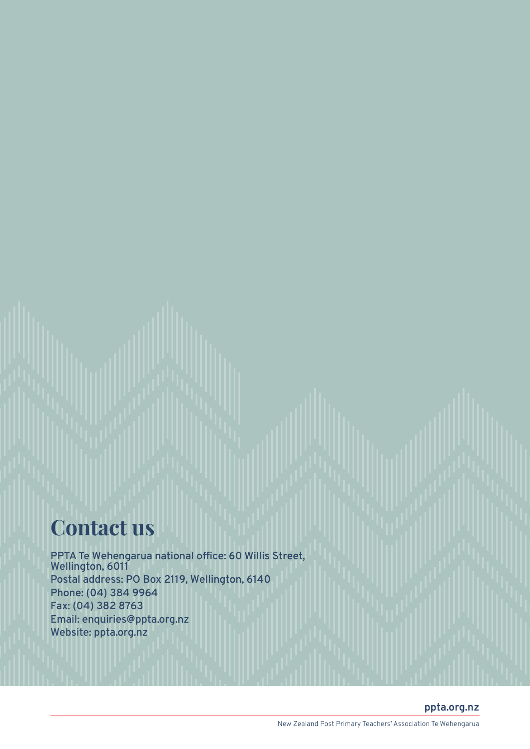# Contact us

PPTA Te Wehengarua national office: 60 Willis Street, Wellington, 6011

Postal address: PO Box 2119, Wellington, 6140

Phone: (04) 384 9964

Fax: (04) 382 8763

Email: enquiries@ppta.org.nz

Website: ppta.org.nz

**ppta.org.nz**

New Zealand Post Primary Teachers' Association Te Wehengarua